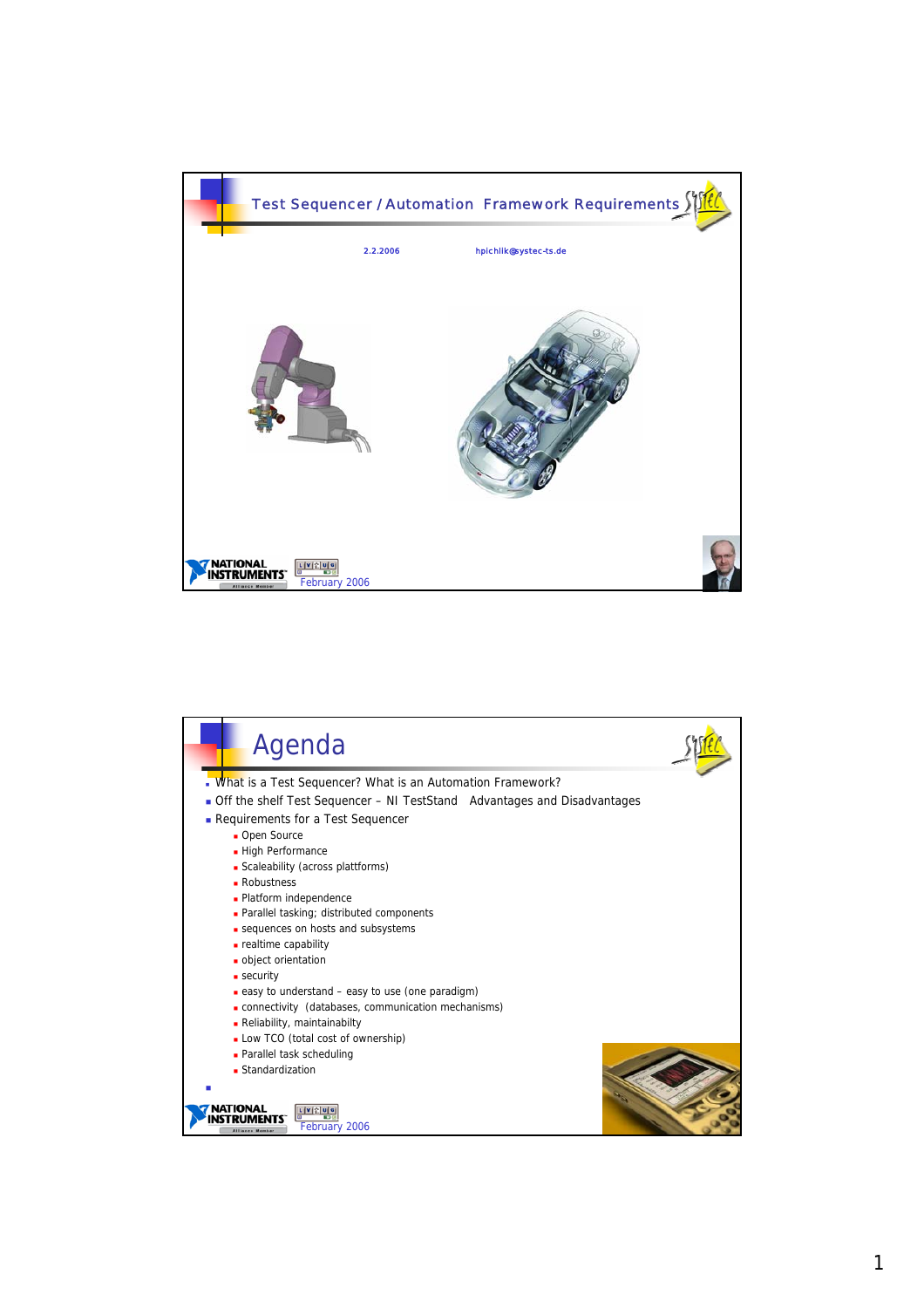# Test Sequencer / Automation Framework Requirements

2.2.2006

hpichlik@systec-ts.de

February 2006

# Agenda

- What is a Test Sequencer? What is an Automation Framework?
- Off the shelf Test Sequencer – NI TestStand Advantages and Disadvantages
- Requirements for a Test Sequencer
  - Open Source
  - High Performance
  - Scaleability (across plattforms)
  - Robustness
  - Platform independence
  - Parallel tasking; distributed components
  - sequences on hosts and subsystems
  - realtime capability
  - object orientation
  - security
  - easy to understand – easy to use (one paradigm)
  - connectivity (databases, communication mechanisms)
  - Reliability, maintainabilty
  - Low TCO (total cost of ownership)
  - Parallel task scheduling
  - Standardization

February 2006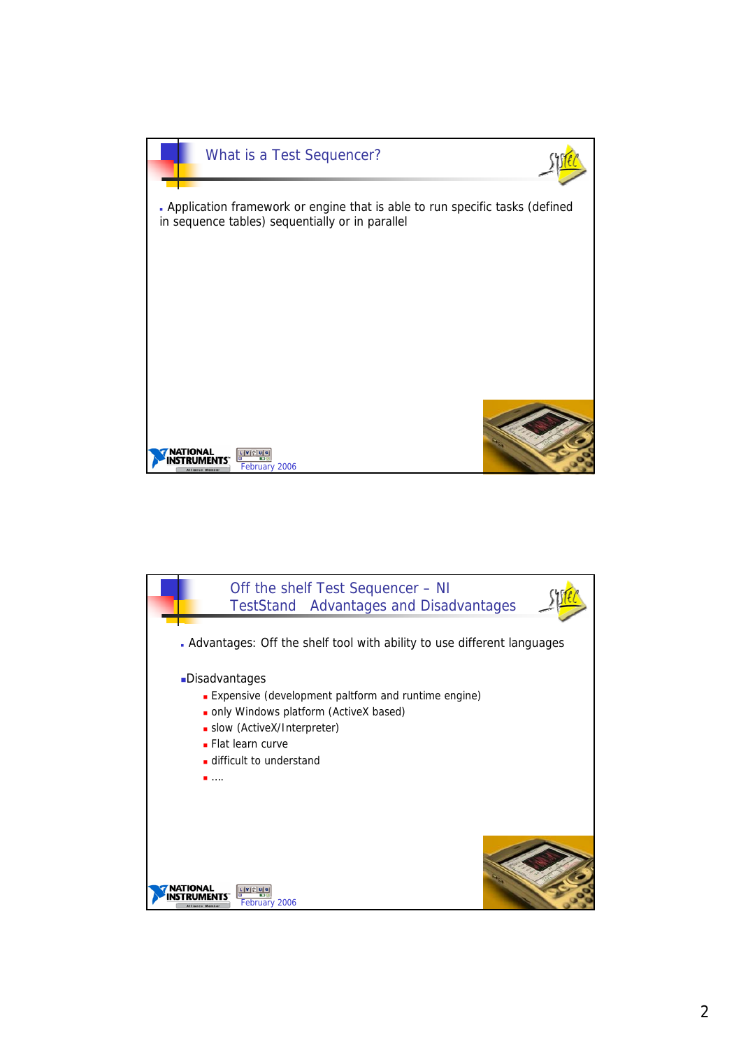## What is a Test Sequencer?

- Application framework or engine that is able to run specific tasks (defined in sequence tables) sequentially or in parallel

February 2006

## Off the shelf Test Sequencer – NI TestStand Advantages and Disadvantages

- Advantages: Off the shelf tool with ability to use different languages

- Disadvantages
  - Expensive (development paltform and runtime engine)
  - only Windows platform (ActiveX based)
  - slow (ActiveX/Interpreter)
  - Flat learn curve
  - difficult to understand
  - ....

February 2006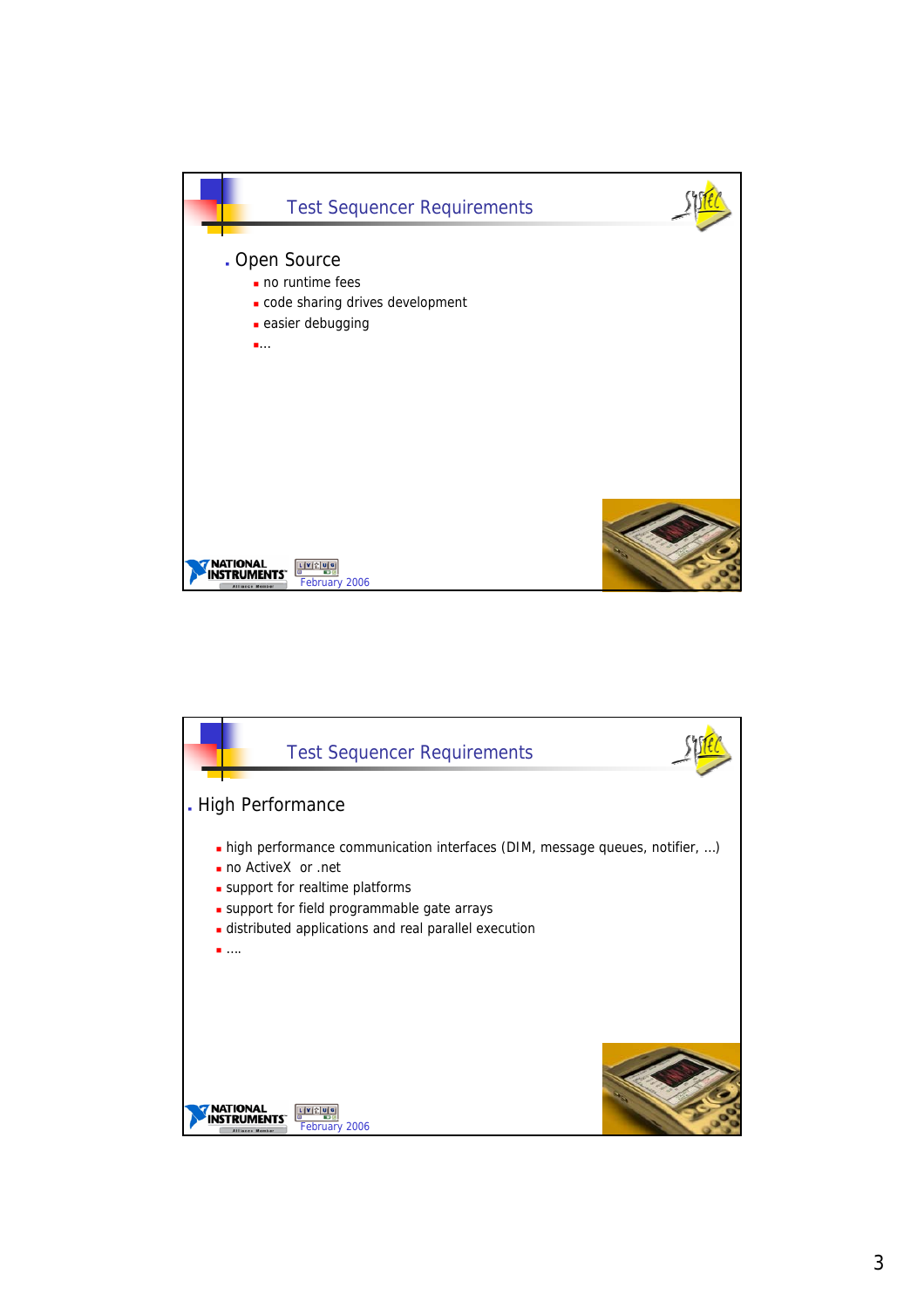## Test Sequencer Requirements

- Open Source
  - no runtime fees
  - code sharing drives development
  - easier debugging
  - ...

February 2006

## Test Sequencer Requirements

- High Performance
  - high performance communication interfaces (DIM, message queues, notifier, ...)
  - no ActiveX or .net
  - support for realtime platforms
  - support for field programmable gate arrays
  - distributed applications and real parallel execution
  - ....

February 2006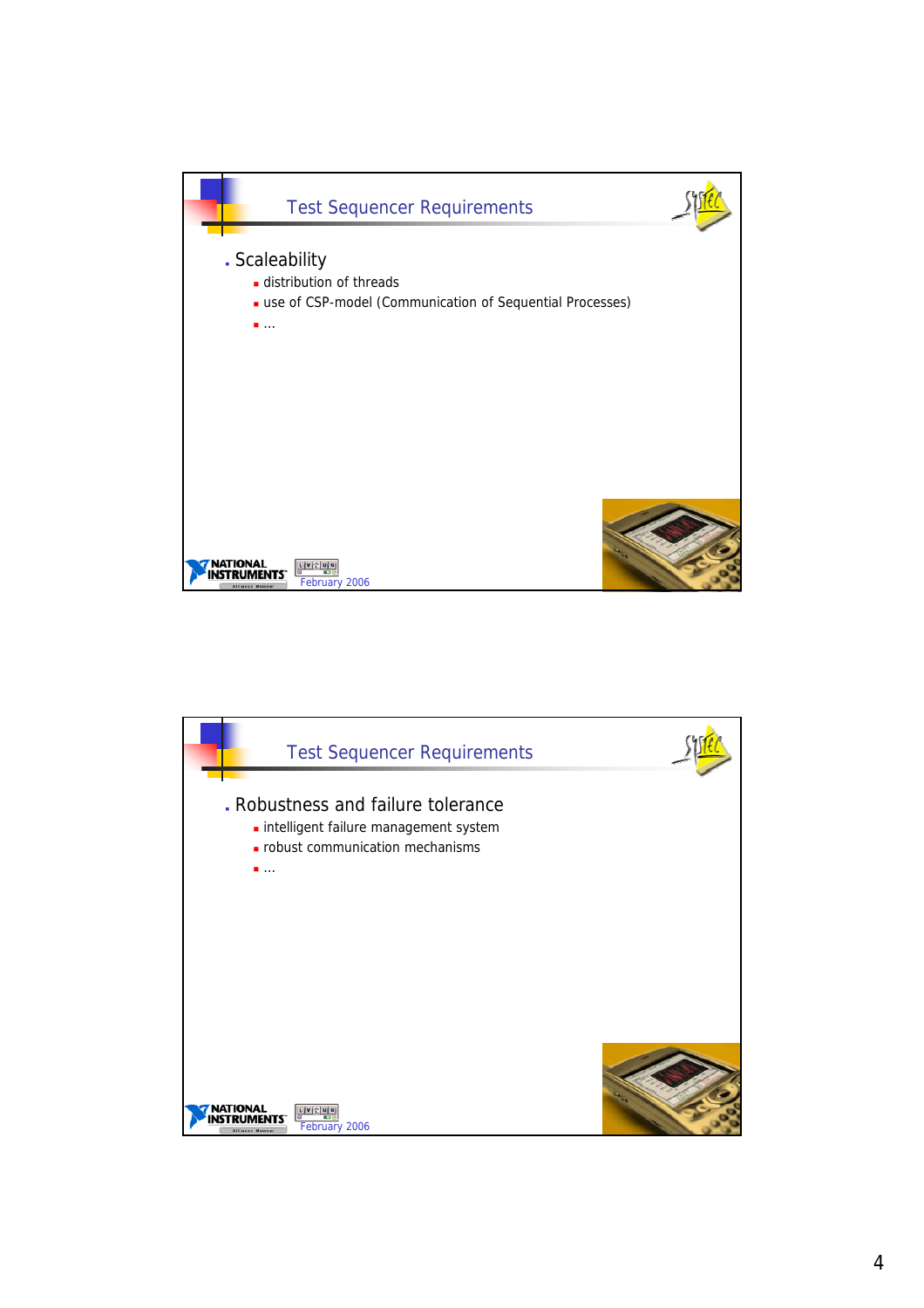## Test Sequencer Requirements

- Scaleability
  - distribution of threads
  - use of CSP-model (Communication of Sequential Processes)
  - ...

February 2006

## Test Sequencer Requirements

- Robustness and failure tolerance
  - intelligent failure management system
  - robust communication mechanisms
  - ...

February 2006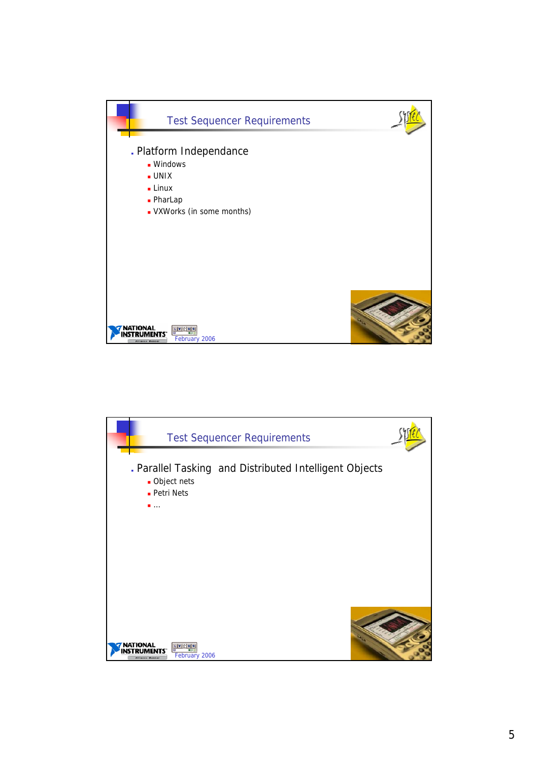## Test Sequencer Requirements

- Platform Independance
  - Windows
  - UNIX
  - Linux
  - PharLap
  - VXWorks (in some months)

February 2006

## Test Sequencer Requirements

- Parallel Tasking  and Distributed Intelligent Objects
  - Object nets
  - Petri Nets
  - ...

February 2006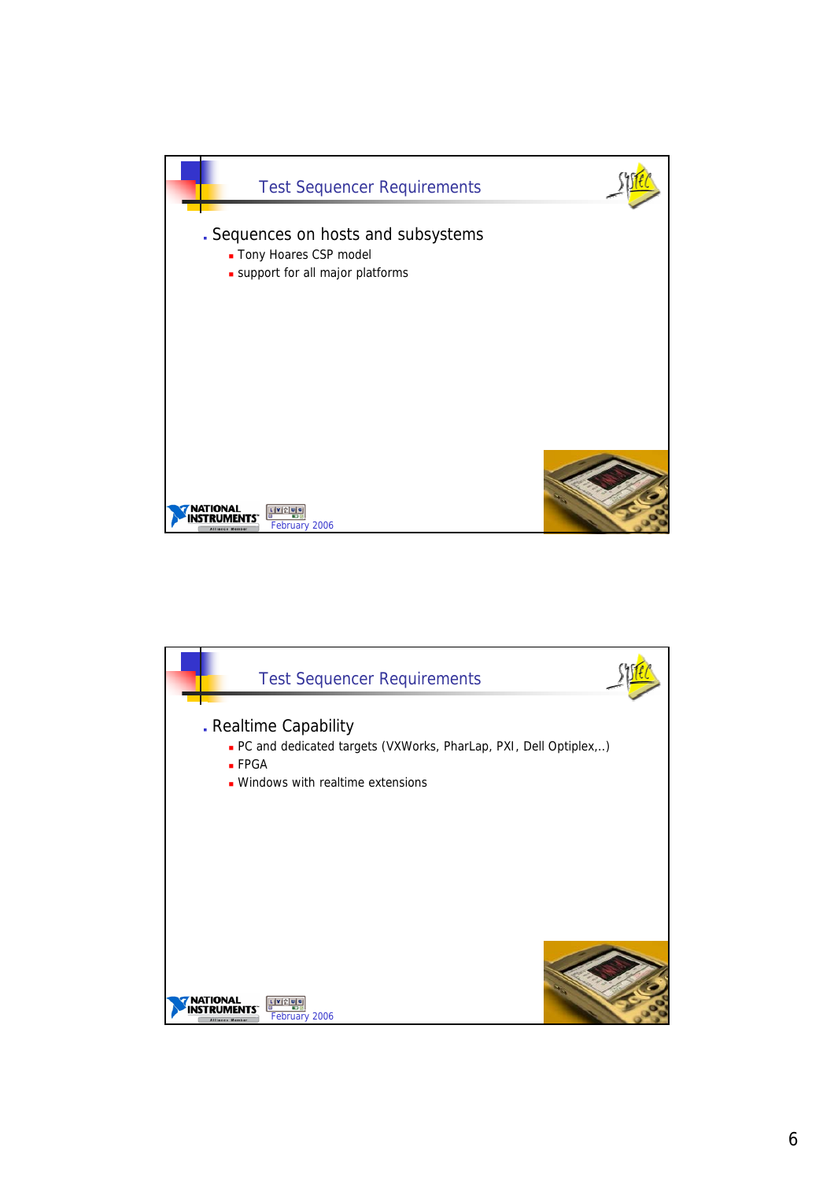## Test Sequencer Requirements

- Sequences on hosts and subsystems
  - Tony Hoares CSP model
  - support for all major platforms

February 2006

## Test Sequencer Requirements

- Realtime Capability
  - PC and dedicated targets (VXWorks, PharLap, PXI, Dell Optiplex,..)
  - FPGA
  - Windows with realtime extensions

February 2006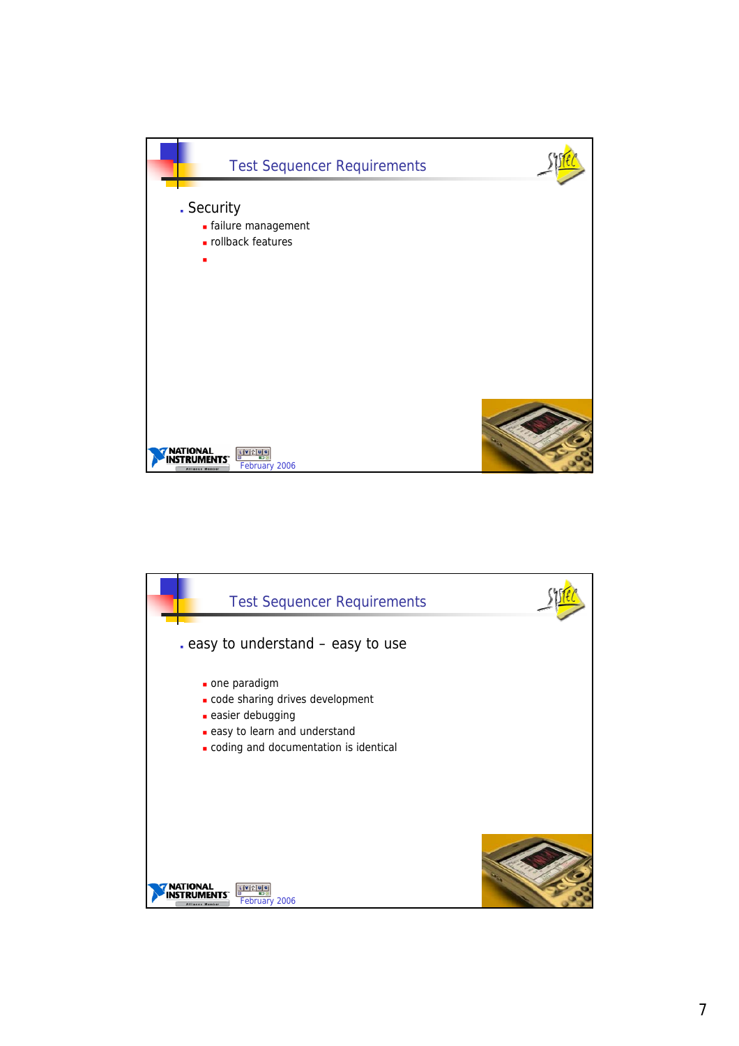## Test Sequencer Requirements

- Security
  - failure management
  - rollback features
  - 

February 2006

## Test Sequencer Requirements

- easy to understand – easy to use
  - one paradigm
  - code sharing drives development
  - easier debugging
  - easy to learn and understand
  - coding and documentation is identical

February 2006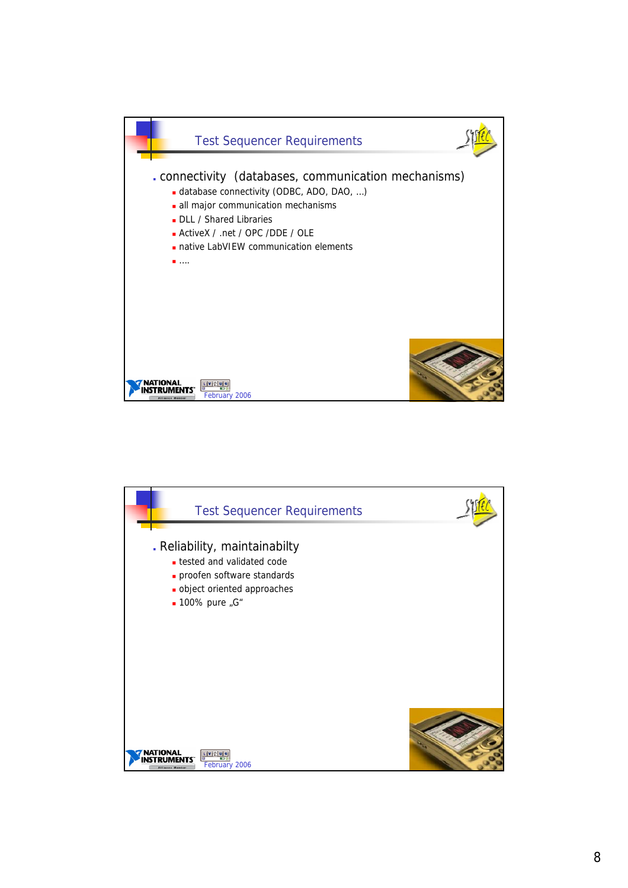## Test Sequencer Requirements

- connectivity (databases, communication mechanisms)
  - database connectivity (ODBC, ADO, DAO, ...)
  - all major communication mechanisms
  - DLL / Shared Libraries
  - ActiveX / .net / OPC /DDE / OLE
  - native LabVIEW communication elements
  - ....

February 2006

## Test Sequencer Requirements

- Reliability, maintainabilty
  - tested and validated code
  - proofen software standards
  - object oriented approaches
  - 100% pure „G“

February 2006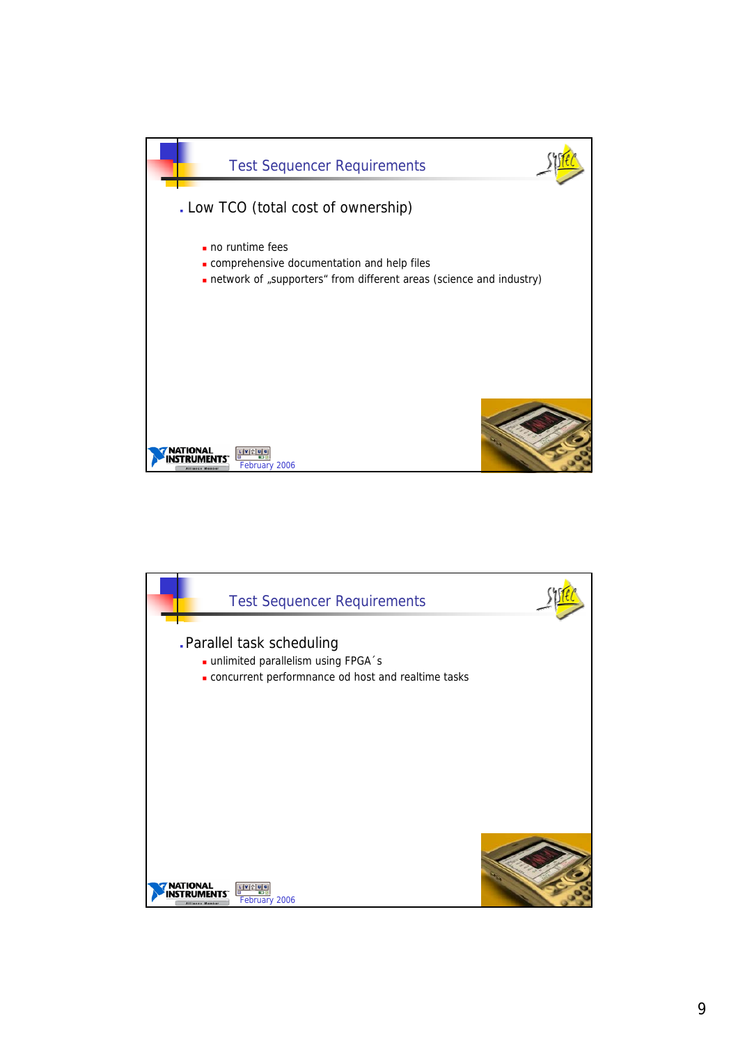## Test Sequencer Requirements

- Low TCO (total cost of ownership)
  - no runtime fees
  - comprehensive documentation and help files
  - network of „supporters“ from different areas (science and industry)

February 2006

## Test Sequencer Requirements

- Parallel task scheduling
  - unlimited parallelism using FPGA´s
  - concurrent performnance od host and realtime tasks

February 2006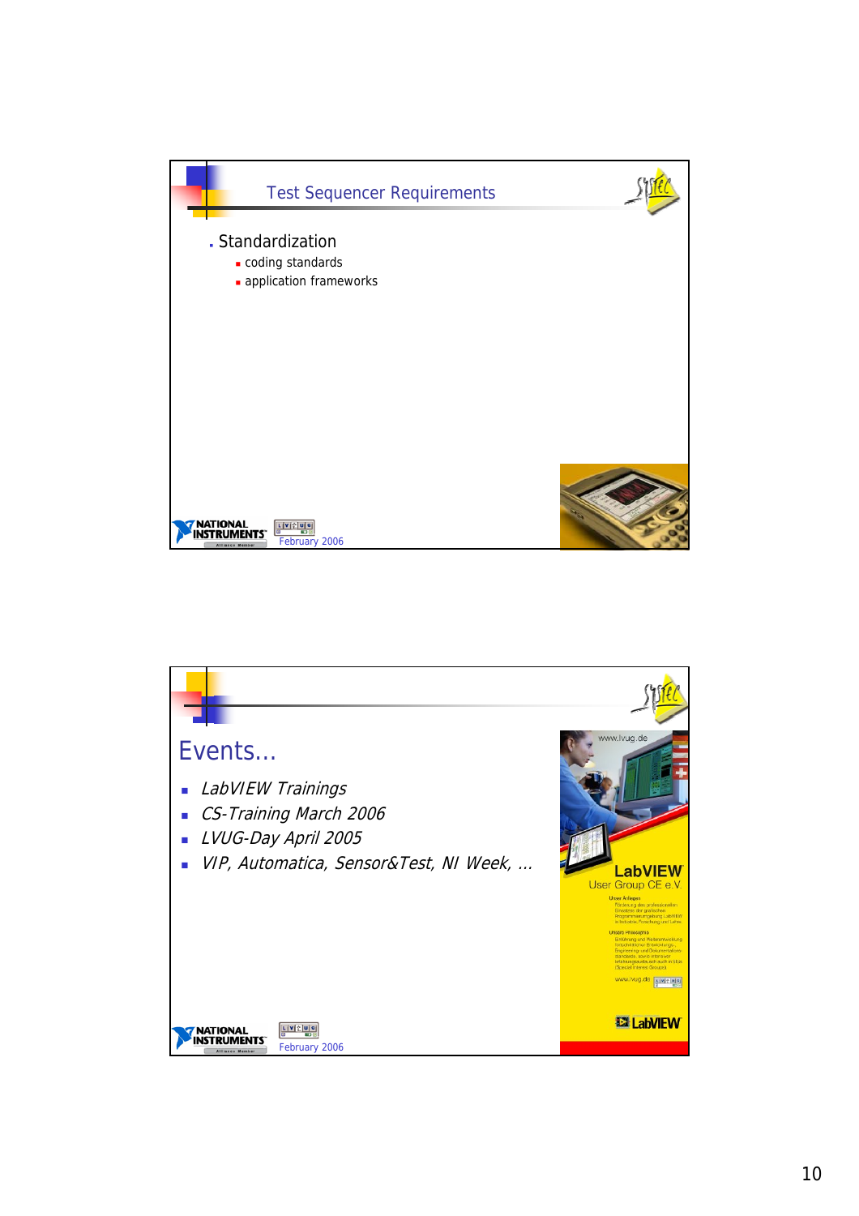## Test Sequencer Requirements

- Standardization
  - coding standards
  - application frameworks

February 2006

## Events...

- *LabVIEW Trainings*
- *CS-Training March 2006*
- *LVUG-Day April 2005*
- *VIP, Automatica, Sensor&Test, NI Week, ...*

February 2006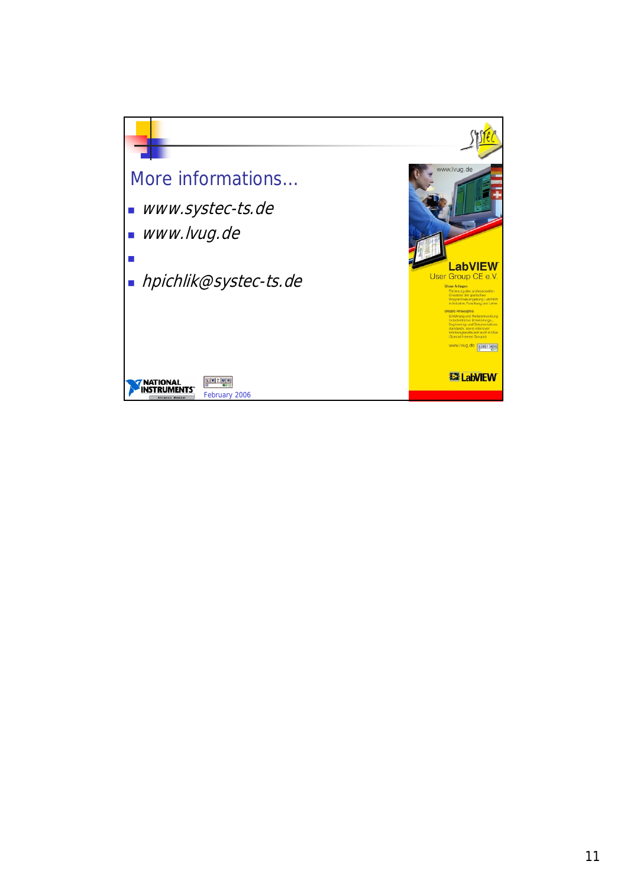## More informations…

- *www.systec-ts.de*
- *www.lvug.de*
-
- *hpichlik@systec-ts.de*

www.lvug.de

LabVIEW User Group CE e.V.

February 2006